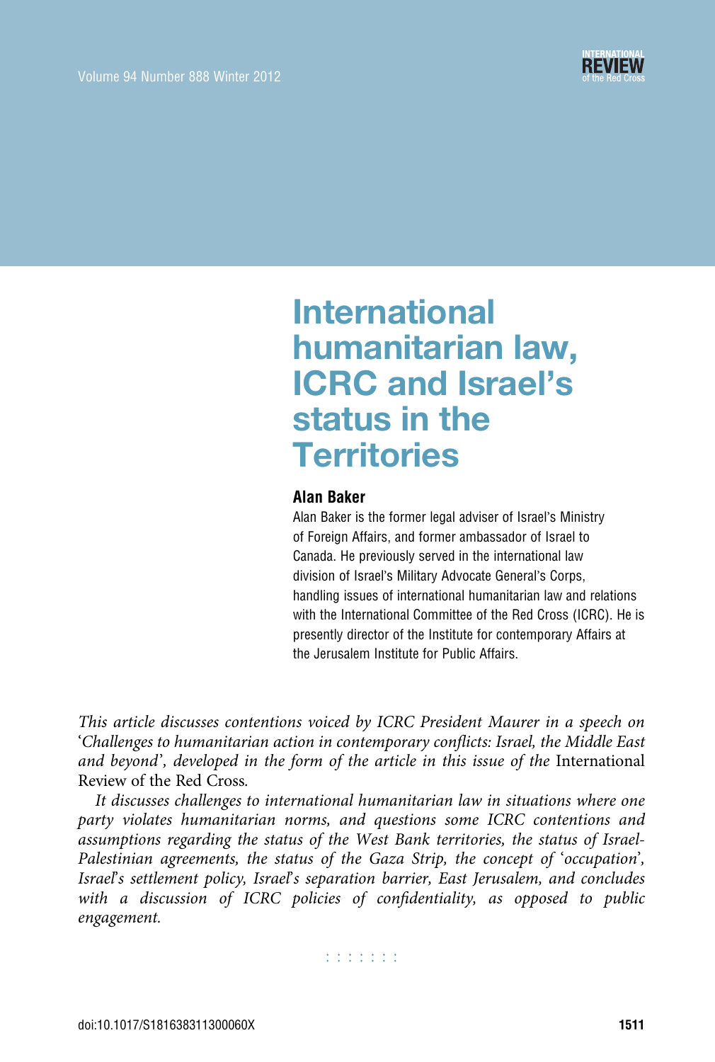# International humanitarian law, ICRC and Israel's status in the Territories

**Alan Baker**

Alan Baker is the former legal adviser of Israel's Ministry of Foreign Affairs, and former ambassador of Israel to Canada. He previously served in the international law division of Israel's Military Advocate General's Corps, handling issues of international humanitarian law and relations with the International Committee of the Red Cross (ICRC). He is presently director of the Institute for contemporary Affairs at the Jerusalem Institute for Public Affairs.

*This article discusses contentions voiced by ICRC President Maurer in a speech on 'Challenges to humanitarian action in contemporary conflicts: Israel, the Middle East and beyond', developed in the form of the article in this issue of the* International Review of the Red Cross.

*It discusses challenges to international humanitarian law in situations where one party violates humanitarian norms, and questions some ICRC contentions and assumptions regarding the status of the West Bank territories, the status of Israel-Palestinian agreements, the status of the Gaza Strip, the concept of 'occupation', Israel's settlement policy, Israel's separation barrier, East Jerusalem, and concludes with a discussion of ICRC policies of confidentiality, as opposed to public engagement.*

doi:10.1017/S181638311300060X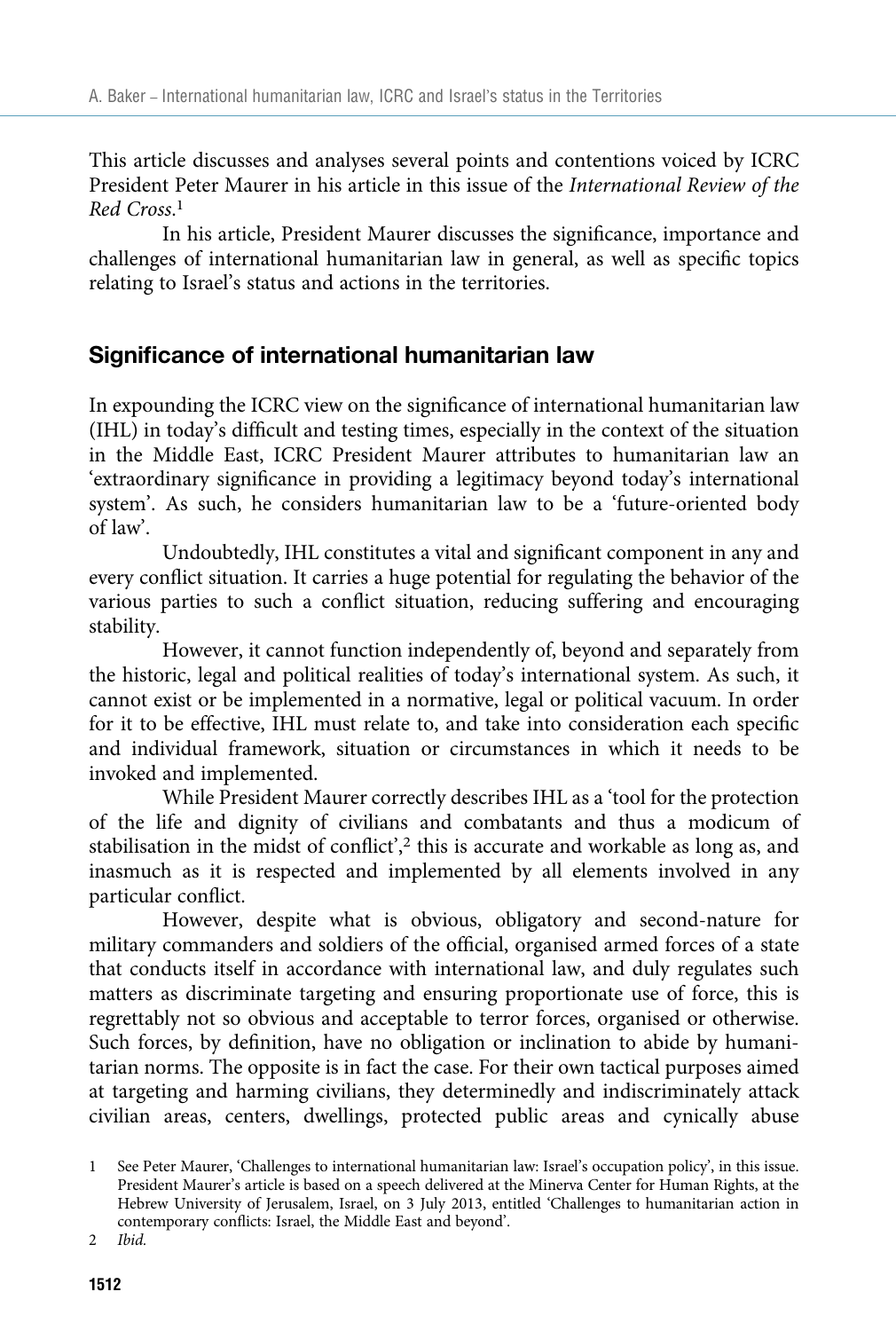This article discusses and analyses several points and contentions voiced by ICRC President Peter Maurer in his article in this issue of the *International Review of the Red Cross*.[1]

In his article, President Maurer discusses the significance, importance and challenges of international humanitarian law in general, as well as specific topics relating to Israel's status and actions in the territories.

## Significance of international humanitarian law

In expounding the ICRC view on the significance of international humanitarian law (IHL) in today's difficult and testing times, especially in the context of the situation in the Middle East, ICRC President Maurer attributes to humanitarian law an 'extraordinary significance in providing a legitimacy beyond today's international system'. As such, he considers humanitarian law to be a 'future-oriented body of law'.

Undoubtedly, IHL constitutes a vital and significant component in any and every conflict situation. It carries a huge potential for regulating the behavior of the various parties to such a conflict situation, reducing suffering and encouraging stability.

However, it cannot function independently of, beyond and separately from the historic, legal and political realities of today's international system. As such, it cannot exist or be implemented in a normative, legal or political vacuum. In order for it to be effective, IHL must relate to, and take into consideration each specific and individual framework, situation or circumstances in which it needs to be invoked and implemented.

While President Maurer correctly describes IHL as a 'tool for the protection of the life and dignity of civilians and combatants and thus a modicum of stabilisation in the midst of conflict',[2] this is accurate and workable as long as, and inasmuch as it is respected and implemented by all elements involved in any particular conflict.

However, despite what is obvious, obligatory and second-nature for military commanders and soldiers of the official, organised armed forces of a state that conducts itself in accordance with international law, and duly regulates such matters as discriminate targeting and ensuring proportionate use of force, this is regrettably not so obvious and acceptable to terror forces, organised or otherwise. Such forces, by definition, have no obligation or inclination to abide by humanitarian norms. The opposite is in fact the case. For their own tactical purposes aimed at targeting and harming civilians, they determinedly and indiscriminately attack civilian areas, centers, dwellings, protected public areas and cynically abuse

1 See Peter Maurer, 'Challenges to international humanitarian law: Israel's occupation policy', in this issue. President Maurer's article is based on a speech delivered at the Minerva Center for Human Rights, at the Hebrew University of Jerusalem, Israel, on 3 July 2013, entitled 'Challenges to humanitarian action in contemporary conflicts: Israel, the Middle East and beyond'.

2 *Ibid.*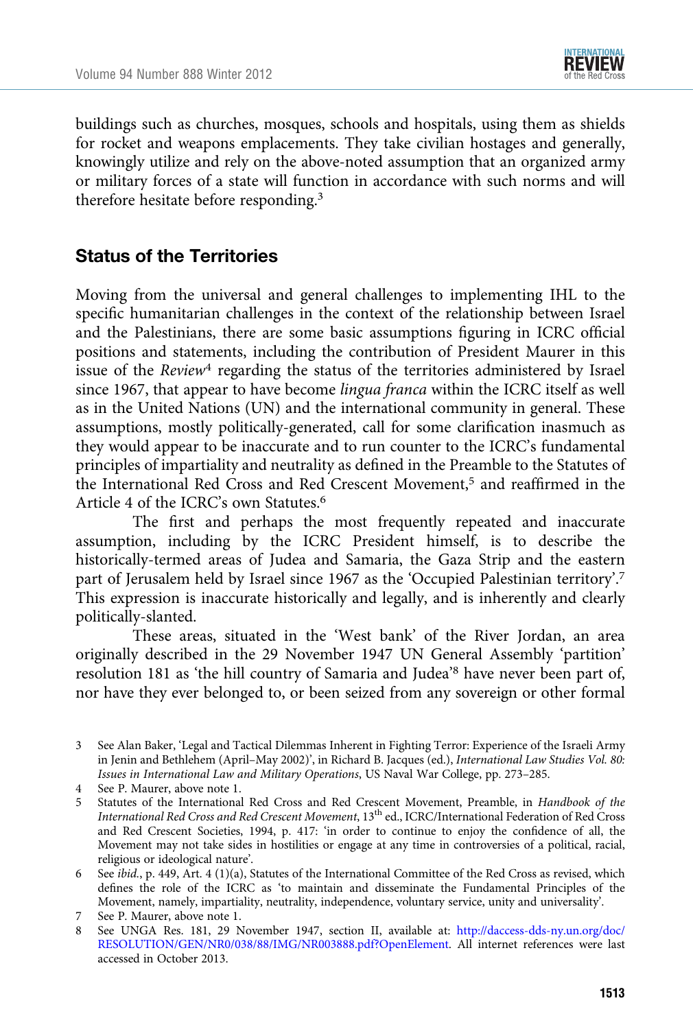buildings such as churches, mosques, schools and hospitals, using them as shields for rocket and weapons emplacements. They take civilian hostages and generally, knowingly utilize and rely on the above-noted assumption that an organized army or military forces of a state will function in accordance with such norms and will therefore hesitate before responding.[3]

## Status of the Territories

Moving from the universal and general challenges to implementing IHL to the specific humanitarian challenges in the context of the relationship between Israel and the Palestinians, there are some basic assumptions figuring in ICRC official positions and statements, including the contribution of President Maurer in this issue of the *Review*[4] regarding the status of the territories administered by Israel since 1967, that appear to have become *lingua franca* within the ICRC itself as well as in the United Nations (UN) and the international community in general. These assumptions, mostly politically-generated, call for some clarification inasmuch as they would appear to be inaccurate and to run counter to the ICRC's fundamental principles of impartiality and neutrality as defined in the Preamble to the Statutes of the International Red Cross and Red Crescent Movement,[5] and reaffirmed in the Article 4 of the ICRC's own Statutes.[6]

The first and perhaps the most frequently repeated and inaccurate assumption, including by the ICRC President himself, is to describe the historically-termed areas of Judea and Samaria, the Gaza Strip and the eastern part of Jerusalem held by Israel since 1967 as the 'Occupied Palestinian territory'.[7] This expression is inaccurate historically and legally, and is inherently and clearly politically-slanted.

These areas, situated in the 'West bank' of the River Jordan, an area originally described in the 29 November 1947 UN General Assembly 'partition' resolution 181 as 'the hill country of Samaria and Judea'[8] have never been part of, nor have they ever belonged to, or been seized from any sovereign or other formal

---

3 See Alan Baker, 'Legal and Tactical Dilemmas Inherent in Fighting Terror: Experience of the Israeli Army in Jenin and Bethlehem (April–May 2002)', in Richard B. Jacques (ed.), *International Law Studies Vol. 80: Issues in International Law and Military Operations*, US Naval War College, pp. 273–285.

4 See P. Maurer, above note 1.

5 Statutes of the International Red Cross and Red Crescent Movement, Preamble, in *Handbook of the International Red Cross and Red Crescent Movement*, 13th ed., ICRC/International Federation of Red Cross and Red Crescent Societies, 1994, p. 417: 'in order to continue to enjoy the confidence of all, the Movement may not take sides in hostilities or engage at any time in controversies of a political, racial, religious or ideological nature'.

6 See *ibid.*, p. 449, Art. 4 (1)(a), Statutes of the International Committee of the Red Cross as revised, which defines the role of the ICRC as 'to maintain and disseminate the Fundamental Principles of the Movement, namely, impartiality, neutrality, independence, voluntary service, unity and universality'.

7 See P. Maurer, above note 1.

8 See UNGA Res. 181, 29 November 1947, section II, available at: http://daccess-dds-ny.un.org/doc/RESOLUTION/GEN/NR0/038/88/IMG/NR003888.pdf?OpenElement. All internet references were last accessed in October 2013.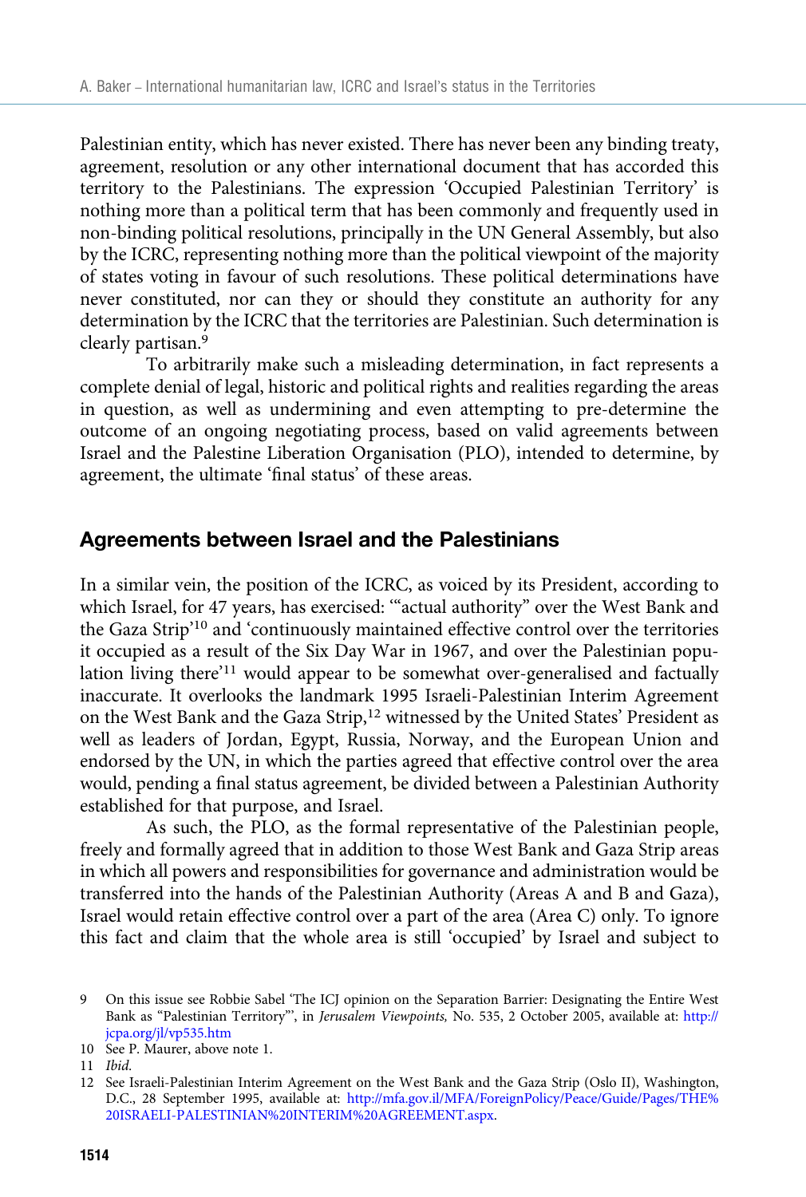Palestinian entity, which has never existed. There has never been any binding treaty, agreement, resolution or any other international document that has accorded this territory to the Palestinians. The expression 'Occupied Palestinian Territory' is nothing more than a political term that has been commonly and frequently used in non-binding political resolutions, principally in the UN General Assembly, but also by the ICRC, representing nothing more than the political viewpoint of the majority of states voting in favour of such resolutions. These political determinations have never constituted, nor can they or should they constitute an authority for any determination by the ICRC that the territories are Palestinian. Such determination is clearly partisan.[9]

To arbitrarily make such a misleading determination, in fact represents a complete denial of legal, historic and political rights and realities regarding the areas in question, as well as undermining and even attempting to pre-determine the outcome of an ongoing negotiating process, based on valid agreements between Israel and the Palestine Liberation Organisation (PLO), intended to determine, by agreement, the ultimate 'final status' of these areas.

## Agreements between Israel and the Palestinians

In a similar vein, the position of the ICRC, as voiced by its President, according to which Israel, for 47 years, has exercised: '"actual authority" over the West Bank and the Gaza Strip'[10] and 'continuously maintained effective control over the territories it occupied as a result of the Six Day War in 1967, and over the Palestinian population living there'[11] would appear to be somewhat over-generalised and factually inaccurate. It overlooks the landmark 1995 Israeli-Palestinian Interim Agreement on the West Bank and the Gaza Strip,[12] witnessed by the United States' President as well as leaders of Jordan, Egypt, Russia, Norway, and the European Union and endorsed by the UN, in which the parties agreed that effective control over the area would, pending a final status agreement, be divided between a Palestinian Authority established for that purpose, and Israel.

As such, the PLO, as the formal representative of the Palestinian people, freely and formally agreed that in addition to those West Bank and Gaza Strip areas in which all powers and responsibilities for governance and administration would be transferred into the hands of the Palestinian Authority (Areas A and B and Gaza), Israel would retain effective control over a part of the area (Area C) only. To ignore this fact and claim that the whole area is still 'occupied' by Israel and subject to

9 On this issue see Robbie Sabel 'The ICJ opinion on the Separation Barrier: Designating the Entire West Bank as "Palestinian Territory"', in *Jerusalem Viewpoints,* No. 535, 2 October 2005, available at: http://jcpa.org/jl/vp535.htm

10 See P. Maurer, above note 1.

11 *Ibid.*

12 See Israeli-Palestinian Interim Agreement on the West Bank and the Gaza Strip (Oslo II), Washington, D.C., 28 September 1995, available at: http://mfa.gov.il/MFA/ForeignPolicy/Peace/Guide/Pages/THE%20ISRAELI-PALESTINIAN%20INTERIM%20AGREEMENT.aspx.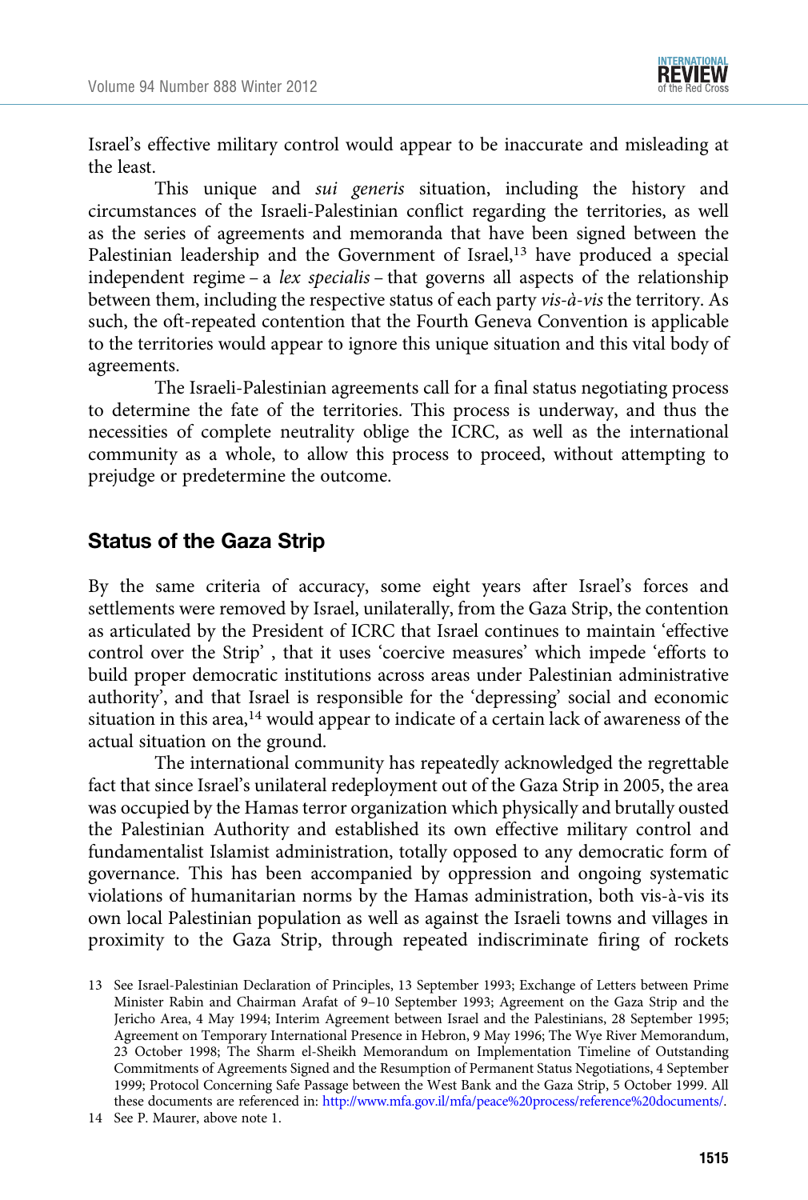Israel's effective military control would appear to be inaccurate and misleading at the least.

This unique and *sui generis* situation, including the history and circumstances of the Israeli-Palestinian conflict regarding the territories, as well as the series of agreements and memoranda that have been signed between the Palestinian leadership and the Government of Israel,[13] have produced a special independent regime – a *lex specialis* – that governs all aspects of the relationship between them, including the respective status of each party *vis-à-vis* the territory. As such, the oft-repeated contention that the Fourth Geneva Convention is applicable to the territories would appear to ignore this unique situation and this vital body of agreements.

The Israeli-Palestinian agreements call for a final status negotiating process to determine the fate of the territories. This process is underway, and thus the necessities of complete neutrality oblige the ICRC, as well as the international community as a whole, to allow this process to proceed, without attempting to prejudge or predetermine the outcome.

## Status of the Gaza Strip

By the same criteria of accuracy, some eight years after Israel's forces and settlements were removed by Israel, unilaterally, from the Gaza Strip, the contention as articulated by the President of ICRC that Israel continues to maintain 'effective control over the Strip' , that it uses 'coercive measures' which impede 'efforts to build proper democratic institutions across areas under Palestinian administrative authority', and that Israel is responsible for the 'depressing' social and economic situation in this area,[14] would appear to indicate of a certain lack of awareness of the actual situation on the ground.

The international community has repeatedly acknowledged the regrettable fact that since Israel's unilateral redeployment out of the Gaza Strip in 2005, the area was occupied by the Hamas terror organization which physically and brutally ousted the Palestinian Authority and established its own effective military control and fundamentalist Islamist administration, totally opposed to any democratic form of governance. This has been accompanied by oppression and ongoing systematic violations of humanitarian norms by the Hamas administration, both vis-à-vis its own local Palestinian population as well as against the Israeli towns and villages in proximity to the Gaza Strip, through repeated indiscriminate firing of rockets

13 See Israel-Palestinian Declaration of Principles, 13 September 1993; Exchange of Letters between Prime Minister Rabin and Chairman Arafat of 9–10 September 1993; Agreement on the Gaza Strip and the Jericho Area, 4 May 1994; Interim Agreement between Israel and the Palestinians, 28 September 1995; Agreement on Temporary International Presence in Hebron, 9 May 1996; The Wye River Memorandum, 23 October 1998; The Sharm el-Sheikh Memorandum on Implementation Timeline of Outstanding Commitments of Agreements Signed and the Resumption of Permanent Status Negotiations, 4 September 1999; Protocol Concerning Safe Passage between the West Bank and the Gaza Strip, 5 October 1999. All these documents are referenced in: http://www.mfa.gov.il/mfa/peace%20process/reference%20documents/.

14 See P. Maurer, above note 1.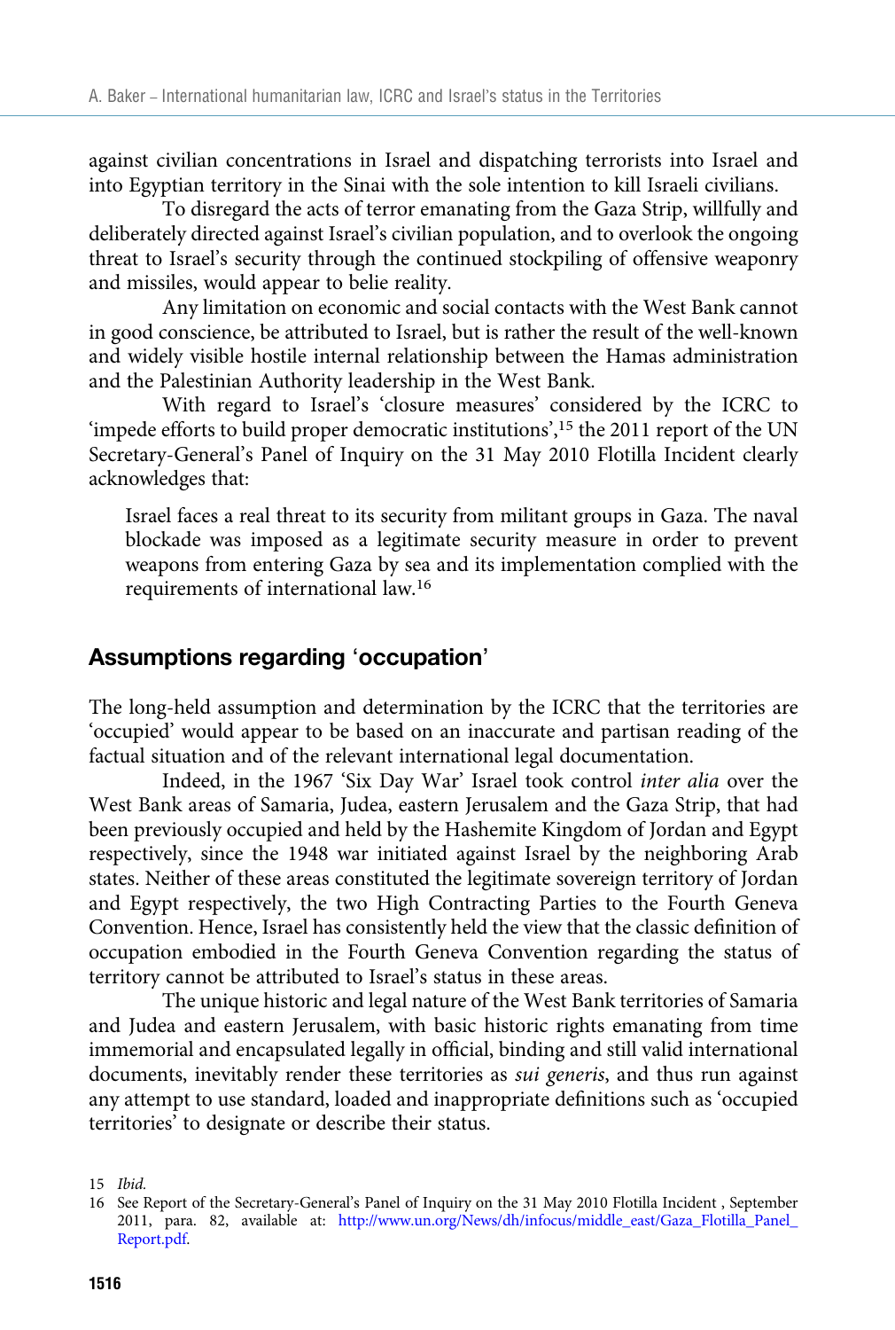against civilian concentrations in Israel and dispatching terrorists into Israel and into Egyptian territory in the Sinai with the sole intention to kill Israeli civilians.

To disregard the acts of terror emanating from the Gaza Strip, willfully and deliberately directed against Israel's civilian population, and to overlook the ongoing threat to Israel's security through the continued stockpiling of offensive weaponry and missiles, would appear to belie reality.

Any limitation on economic and social contacts with the West Bank cannot in good conscience, be attributed to Israel, but is rather the result of the well-known and widely visible hostile internal relationship between the Hamas administration and the Palestinian Authority leadership in the West Bank.

With regard to Israel's 'closure measures' considered by the ICRC to 'impede efforts to build proper democratic institutions',[15] the 2011 report of the UN Secretary-General's Panel of Inquiry on the 31 May 2010 Flotilla Incident clearly acknowledges that:

> Israel faces a real threat to its security from militant groups in Gaza. The naval blockade was imposed as a legitimate security measure in order to prevent weapons from entering Gaza by sea and its implementation complied with the requirements of international law.[16]

## Assumptions regarding 'occupation'

The long-held assumption and determination by the ICRC that the territories are 'occupied' would appear to be based on an inaccurate and partisan reading of the factual situation and of the relevant international legal documentation.

Indeed, in the 1967 'Six Day War' Israel took control *inter alia* over the West Bank areas of Samaria, Judea, eastern Jerusalem and the Gaza Strip, that had been previously occupied and held by the Hashemite Kingdom of Jordan and Egypt respectively, since the 1948 war initiated against Israel by the neighboring Arab states. Neither of these areas constituted the legitimate sovereign territory of Jordan and Egypt respectively, the two High Contracting Parties to the Fourth Geneva Convention. Hence, Israel has consistently held the view that the classic definition of occupation embodied in the Fourth Geneva Convention regarding the status of territory cannot be attributed to Israel's status in these areas.

The unique historic and legal nature of the West Bank territories of Samaria and Judea and eastern Jerusalem, with basic historic rights emanating from time immemorial and encapsulated legally in official, binding and still valid international documents, inevitably render these territories as *sui generis*, and thus run against any attempt to use standard, loaded and inappropriate definitions such as 'occupied territories' to designate or describe their status.

15 *Ibid.*

16 See Report of the Secretary-General's Panel of Inquiry on the 31 May 2010 Flotilla Incident , September 2011, para. 82, available at: http://www.un.org/News/dh/infocus/middle_east/Gaza_Flotilla_Panel_Report.pdf.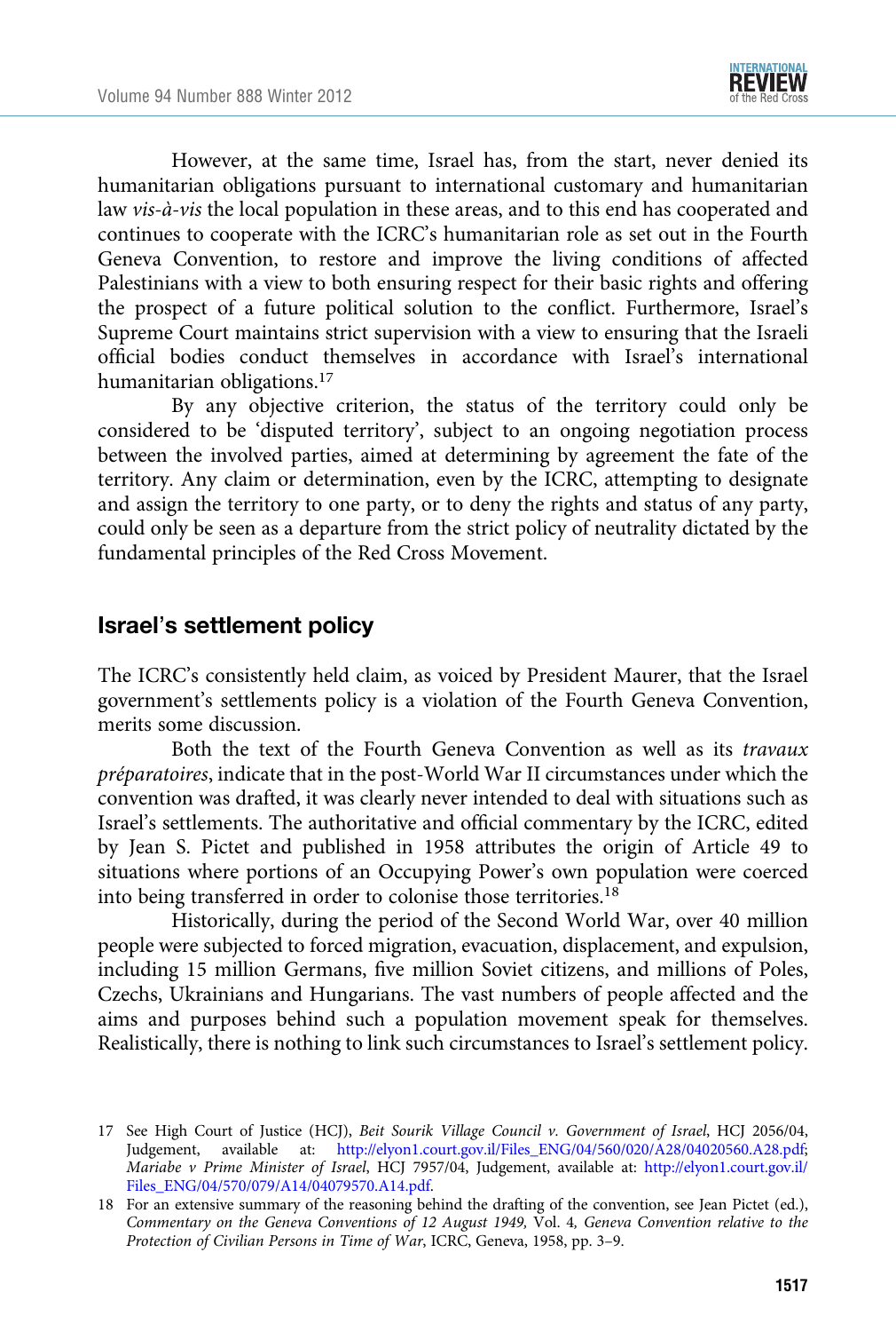However, at the same time, Israel has, from the start, never denied its humanitarian obligations pursuant to international customary and humanitarian law *vis-à-vis* the local population in these areas, and to this end has cooperated and continues to cooperate with the ICRC's humanitarian role as set out in the Fourth Geneva Convention, to restore and improve the living conditions of affected Palestinians with a view to both ensuring respect for their basic rights and offering the prospect of a future political solution to the conflict. Furthermore, Israel's Supreme Court maintains strict supervision with a view to ensuring that the Israeli official bodies conduct themselves in accordance with Israel's international humanitarian obligations.[17]

By any objective criterion, the status of the territory could only be considered to be 'disputed territory', subject to an ongoing negotiation process between the involved parties, aimed at determining by agreement the fate of the territory. Any claim or determination, even by the ICRC, attempting to designate and assign the territory to one party, or to deny the rights and status of any party, could only be seen as a departure from the strict policy of neutrality dictated by the fundamental principles of the Red Cross Movement.

## Israel's settlement policy

The ICRC's consistently held claim, as voiced by President Maurer, that the Israel government's settlements policy is a violation of the Fourth Geneva Convention, merits some discussion.

Both the text of the Fourth Geneva Convention as well as its *travaux préparatoires*, indicate that in the post-World War II circumstances under which the convention was drafted, it was clearly never intended to deal with situations such as Israel's settlements. The authoritative and official commentary by the ICRC, edited by Jean S. Pictet and published in 1958 attributes the origin of Article 49 to situations where portions of an Occupying Power's own population were coerced into being transferred in order to colonise those territories.[18]

Historically, during the period of the Second World War, over 40 million people were subjected to forced migration, evacuation, displacement, and expulsion, including 15 million Germans, five million Soviet citizens, and millions of Poles, Czechs, Ukrainians and Hungarians. The vast numbers of people affected and the aims and purposes behind such a population movement speak for themselves. Realistically, there is nothing to link such circumstances to Israel's settlement policy.

---

17 See High Court of Justice (HCJ), *Beit Sourik Village Council v. Government of Israel*, HCJ 2056/04, Judgement, available at: http://elyon1.court.gov.il/Files_ENG/04/560/020/A28/04020560.A28.pdf; *Mariabe v Prime Minister of Israel*, HCJ 7957/04, Judgement, available at: http://elyon1.court.gov.il/Files_ENG/04/570/079/A14/04079570.A14.pdf.

18 For an extensive summary of the reasoning behind the drafting of the convention, see Jean Pictet (ed.), *Commentary on the Geneva Conventions of 12 August 1949,* Vol. 4*, Geneva Convention relative to the Protection of Civilian Persons in Time of War*, ICRC, Geneva, 1958, pp. 3–9.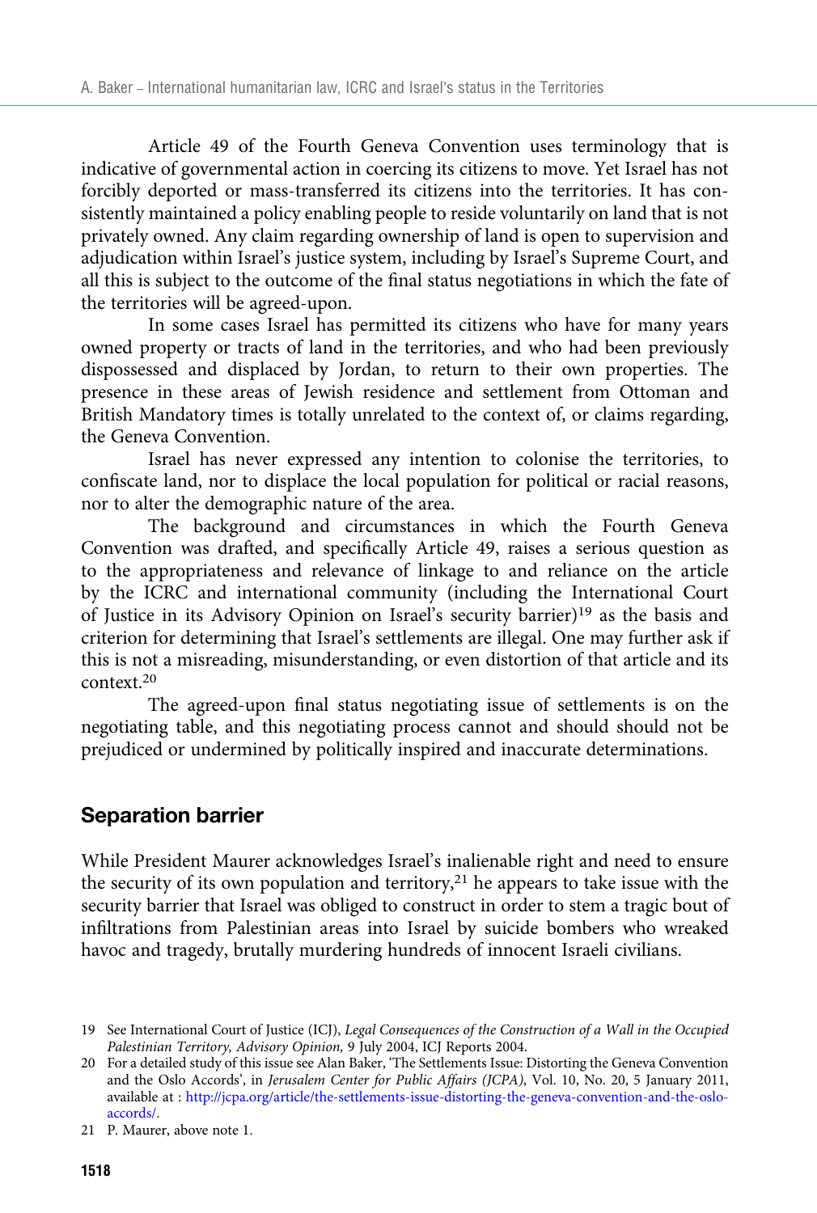Article 49 of the Fourth Geneva Convention uses terminology that is indicative of governmental action in coercing its citizens to move. Yet Israel has not forcibly deported or mass-transferred its citizens into the territories. It has consistently maintained a policy enabling people to reside voluntarily on land that is not privately owned. Any claim regarding ownership of land is open to supervision and adjudication within Israel's justice system, including by Israel's Supreme Court, and all this is subject to the outcome of the final status negotiations in which the fate of the territories will be agreed-upon.

In some cases Israel has permitted its citizens who have for many years owned property or tracts of land in the territories, and who had been previously dispossessed and displaced by Jordan, to return to their own properties. The presence in these areas of Jewish residence and settlement from Ottoman and British Mandatory times is totally unrelated to the context of, or claims regarding, the Geneva Convention.

Israel has never expressed any intention to colonise the territories, to confiscate land, nor to displace the local population for political or racial reasons, nor to alter the demographic nature of the area.

The background and circumstances in which the Fourth Geneva Convention was drafted, and specifically Article 49, raises a serious question as to the appropriateness and relevance of linkage to and reliance on the article by the ICRC and international community (including the International Court of Justice in its Advisory Opinion on Israel's security barrier)[19] as the basis and criterion for determining that Israel's settlements are illegal. One may further ask if this is not a misreading, misunderstanding, or even distortion of that article and its context.[20]

The agreed-upon final status negotiating issue of settlements is on the negotiating table, and this negotiating process cannot and should should not be prejudiced or undermined by politically inspired and inaccurate determinations.

## Separation barrier

While President Maurer acknowledges Israel's inalienable right and need to ensure the security of its own population and territory,[21] he appears to take issue with the security barrier that Israel was obliged to construct in order to stem a tragic bout of infiltrations from Palestinian areas into Israel by suicide bombers who wreaked havoc and tragedy, brutally murdering hundreds of innocent Israeli civilians.

---

19 See International Court of Justice (ICJ), *Legal Consequences of the Construction of a Wall in the Occupied Palestinian Territory, Advisory Opinion,* 9 July 2004, ICJ Reports 2004.

20 For a detailed study of this issue see Alan Baker, 'The Settlements Issue: Distorting the Geneva Convention and the Oslo Accords', in *Jerusalem Center for Public Affairs (JCPA)*, Vol. 10, No. 20, 5 January 2011, available at : http://jcpa.org/article/the-settlements-issue-distorting-the-geneva-convention-and-the-oslo-accords/.

21 P. Maurer, above note 1.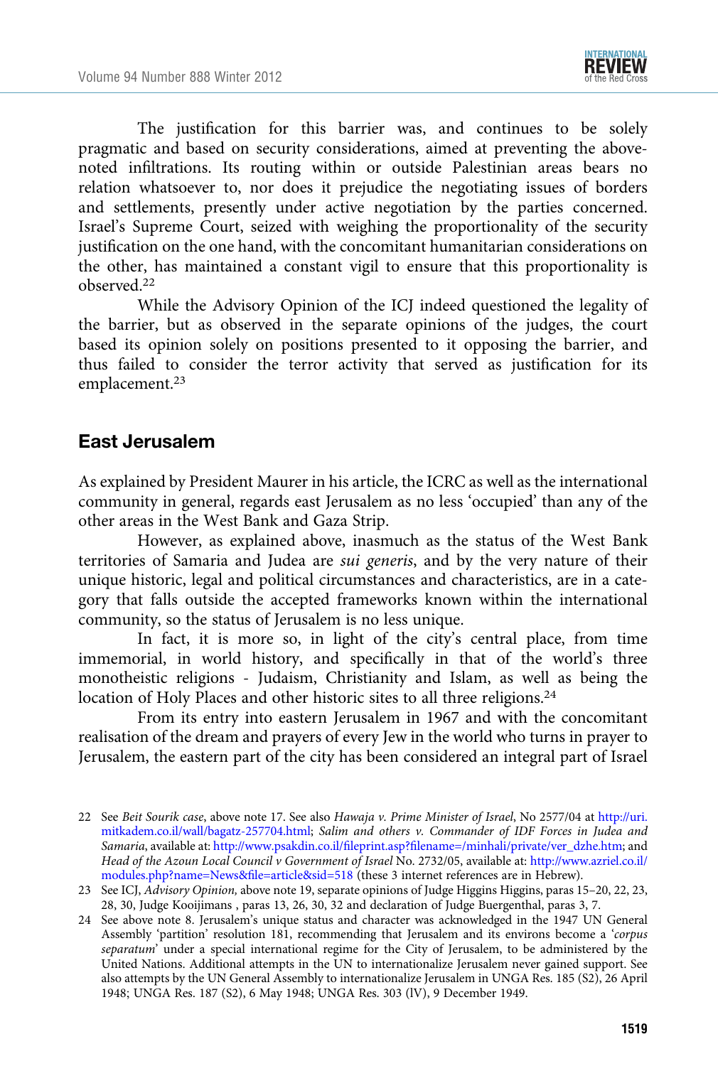The justification for this barrier was, and continues to be solely pragmatic and based on security considerations, aimed at preventing the above-noted infiltrations. Its routing within or outside Palestinian areas bears no relation whatsoever to, nor does it prejudice the negotiating issues of borders and settlements, presently under active negotiation by the parties concerned. Israel's Supreme Court, seized with weighing the proportionality of the security justification on the one hand, with the concomitant humanitarian considerations on the other, has maintained a constant vigil to ensure that this proportionality is observed.[22]

While the Advisory Opinion of the ICJ indeed questioned the legality of the barrier, but as observed in the separate opinions of the judges, the court based its opinion solely on positions presented to it opposing the barrier, and thus failed to consider the terror activity that served as justification for its emplacement.[23]

## East Jerusalem

As explained by President Maurer in his article, the ICRC as well as the international community in general, regards east Jerusalem as no less 'occupied' than any of the other areas in the West Bank and Gaza Strip.

However, as explained above, inasmuch as the status of the West Bank territories of Samaria and Judea are *sui generis*, and by the very nature of their unique historic, legal and political circumstances and characteristics, are in a category that falls outside the accepted frameworks known within the international community, so the status of Jerusalem is no less unique.

In fact, it is more so, in light of the city's central place, from time immemorial, in world history, and specifically in that of the world's three monotheistic religions - Judaism, Christianity and Islam, as well as being the location of Holy Places and other historic sites to all three religions.[24]

From its entry into eastern Jerusalem in 1967 and with the concomitant realisation of the dream and prayers of every Jew in the world who turns in prayer to Jerusalem, the eastern part of the city has been considered an integral part of Israel

---

22 See *Beit Sourik case*, above note 17. See also *Hawaja v. Prime Minister of Israel*, No 2577/04 at http://uri.mitkadem.co.il/wall/bagatz-257704.html; *Salim and others v. Commander of IDF Forces in Judea and Samaria*, available at: http://www.psakdin.co.il/fileprint.asp?filename=/minhali/private/ver_dzhe.htm; and *Head of the Azoun Local Council v Government of Israel* No. 2732/05, available at: http://www.azriel.co.il/modules.php?name=News&file=article&sid=518 (these 3 internet references are in Hebrew).

23 See ICJ, *Advisory Opinion,* above note 19, separate opinions of Judge Higgins Higgins, paras 15–20, 22, 23, 28, 30, Judge Kooijimans , paras 13, 26, 30, 32 and declaration of Judge Buergenthal, paras 3, 7.

24 See above note 8. Jerusalem's unique status and character was acknowledged in the 1947 UN General Assembly 'partition' resolution 181, recommending that Jerusalem and its environs become a '*corpus separatum*' under a special international regime for the City of Jerusalem, to be administered by the United Nations. Additional attempts in the UN to internationalize Jerusalem never gained support. See also attempts by the UN General Assembly to internationalize Jerusalem in UNGA Res. 185 (S2), 26 April 1948; UNGA Res. 187 (S2), 6 May 1948; UNGA Res. 303 (lV), 9 December 1949.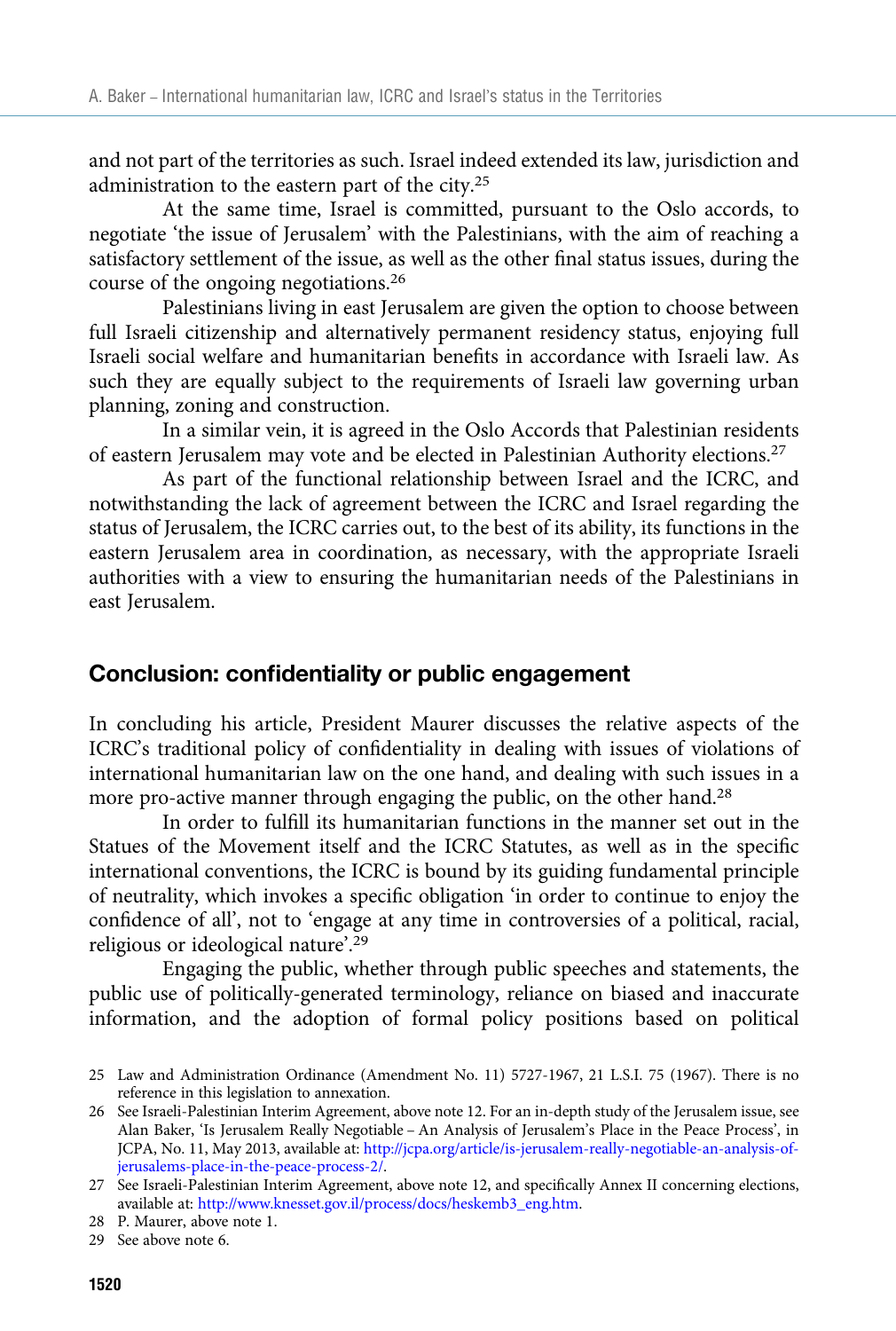and not part of the territories as such. Israel indeed extended its law, jurisdiction and administration to the eastern part of the city.[25]

At the same time, Israel is committed, pursuant to the Oslo accords, to negotiate 'the issue of Jerusalem' with the Palestinians, with the aim of reaching a satisfactory settlement of the issue, as well as the other final status issues, during the course of the ongoing negotiations.[26]

Palestinians living in east Jerusalem are given the option to choose between full Israeli citizenship and alternatively permanent residency status, enjoying full Israeli social welfare and humanitarian benefits in accordance with Israeli law. As such they are equally subject to the requirements of Israeli law governing urban planning, zoning and construction.

In a similar vein, it is agreed in the Oslo Accords that Palestinian residents of eastern Jerusalem may vote and be elected in Palestinian Authority elections.[27]

As part of the functional relationship between Israel and the ICRC, and notwithstanding the lack of agreement between the ICRC and Israel regarding the status of Jerusalem, the ICRC carries out, to the best of its ability, its functions in the eastern Jerusalem area in coordination, as necessary, with the appropriate Israeli authorities with a view to ensuring the humanitarian needs of the Palestinians in east Jerusalem.

## Conclusion: confidentiality or public engagement

In concluding his article, President Maurer discusses the relative aspects of the ICRC's traditional policy of confidentiality in dealing with issues of violations of international humanitarian law on the one hand, and dealing with such issues in a more pro-active manner through engaging the public, on the other hand.[28]

In order to fulfill its humanitarian functions in the manner set out in the Statues of the Movement itself and the ICRC Statutes, as well as in the specific international conventions, the ICRC is bound by its guiding fundamental principle of neutrality, which invokes a specific obligation 'in order to continue to enjoy the confidence of all', not to 'engage at any time in controversies of a political, racial, religious or ideological nature'.[29]

Engaging the public, whether through public speeches and statements, the public use of politically-generated terminology, reliance on biased and inaccurate information, and the adoption of formal policy positions based on political

---

25 Law and Administration Ordinance (Amendment No. 11) 5727-1967, 21 L.S.I. 75 (1967). There is no reference in this legislation to annexation.

26 See Israeli-Palestinian Interim Agreement, above note 12. For an in-depth study of the Jerusalem issue, see Alan Baker, 'Is Jerusalem Really Negotiable – An Analysis of Jerusalem's Place in the Peace Process', in JCPA, No. 11, May 2013, available at: http://jcpa.org/article/is-jerusalem-really-negotiable-an-analysis-of-jerusalems-place-in-the-peace-process-2/.

27 See Israeli-Palestinian Interim Agreement, above note 12, and specifically Annex II concerning elections, available at: http://www.knesset.gov.il/process/docs/heskemb3_eng.htm.

28 P. Maurer, above note 1.

29 See above note 6.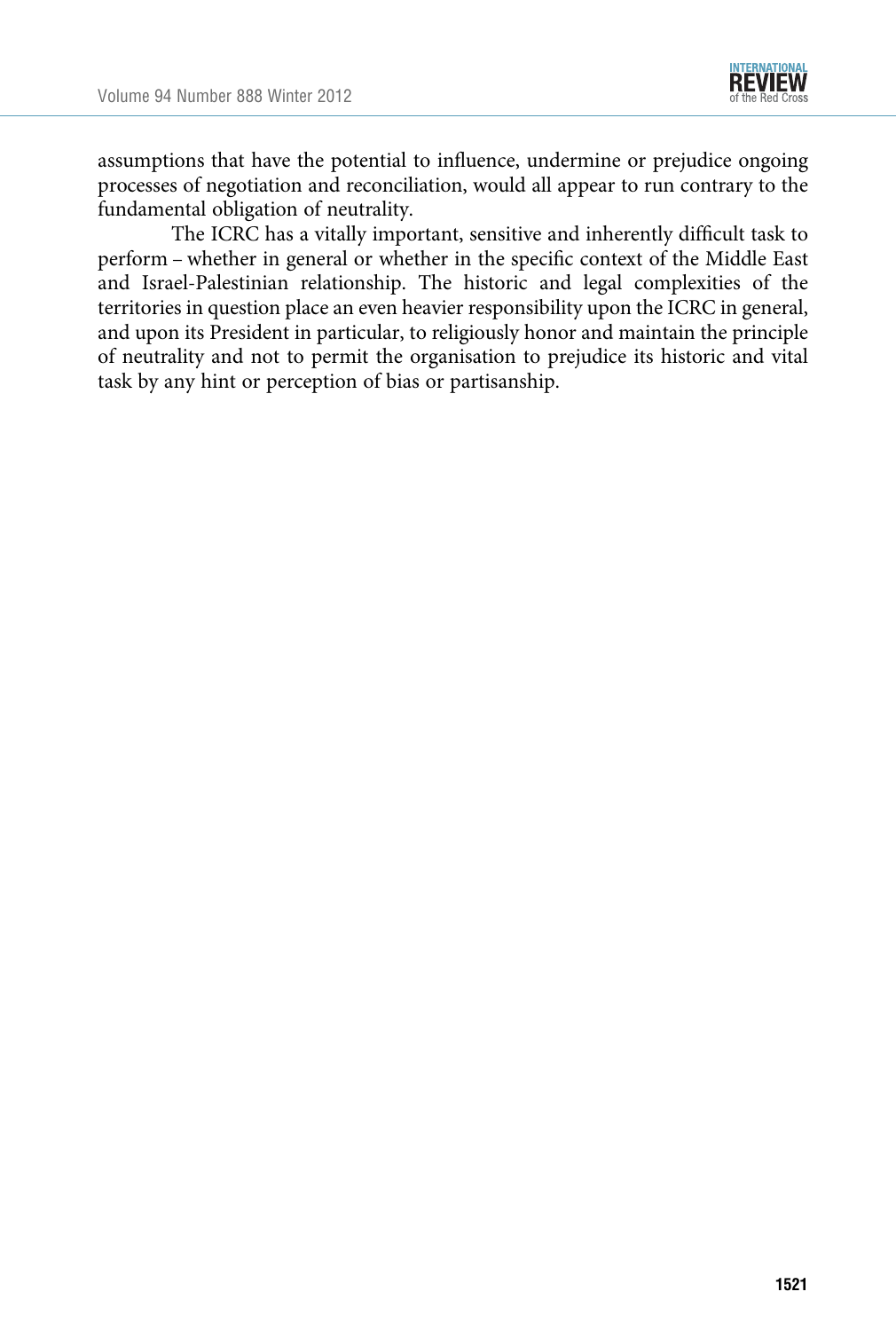assumptions that have the potential to influence, undermine or prejudice ongoing processes of negotiation and reconciliation, would all appear to run contrary to the fundamental obligation of neutrality.

The ICRC has a vitally important, sensitive and inherently difficult task to perform – whether in general or whether in the specific context of the Middle East and Israel-Palestinian relationship. The historic and legal complexities of the territories in question place an even heavier responsibility upon the ICRC in general, and upon its President in particular, to religiously honor and maintain the principle of neutrality and not to permit the organisation to prejudice its historic and vital task by any hint or perception of bias or partisanship.